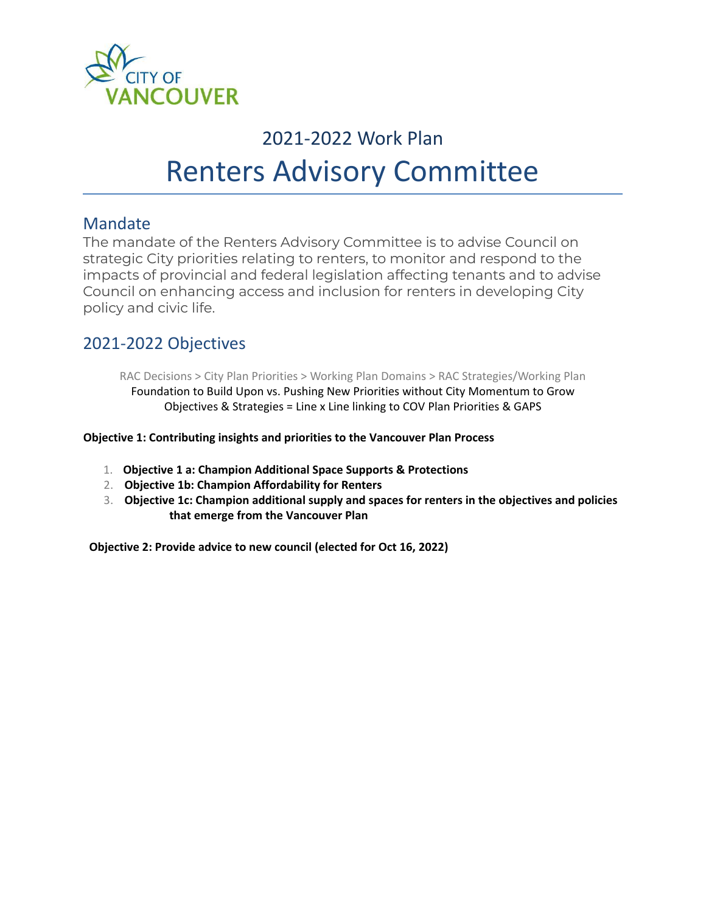CITY OF VANCOUVER

# 2021-2022 Work Plan

# Renters Advisory Committee

## Mandate

The mandate of the Renters Advisory Committee is to advise Council on strategic City priorities relating to renters, to monitor and respond to the impacts of provincial and federal legislation affecting tenants and to advise Council on enhancing access and inclusion for renters in developing City policy and civic life.

## 2021-2022 Objectives

RAC Decisions > City Plan Priorities > Working Plan Domains > RAC Strategies/Working Plan
Foundation to Build Upon vs. Pushing New Priorities without City Momentum to Grow
Objectives & Strategies = Line x Line linking to COV Plan Priorities & GAPS

**Objective 1: Contributing insights and priorities to the Vancouver Plan Process**

1. **Objective 1 a: Champion Additional Space Supports & Protections**
2. **Objective 1b: Champion Affordability for Renters**
3. **Objective 1c: Champion additional supply and spaces for renters in the objectives and policies that emerge from the Vancouver Plan**

**Objective 2: Provide advice to new council (elected for Oct 16, 2022)**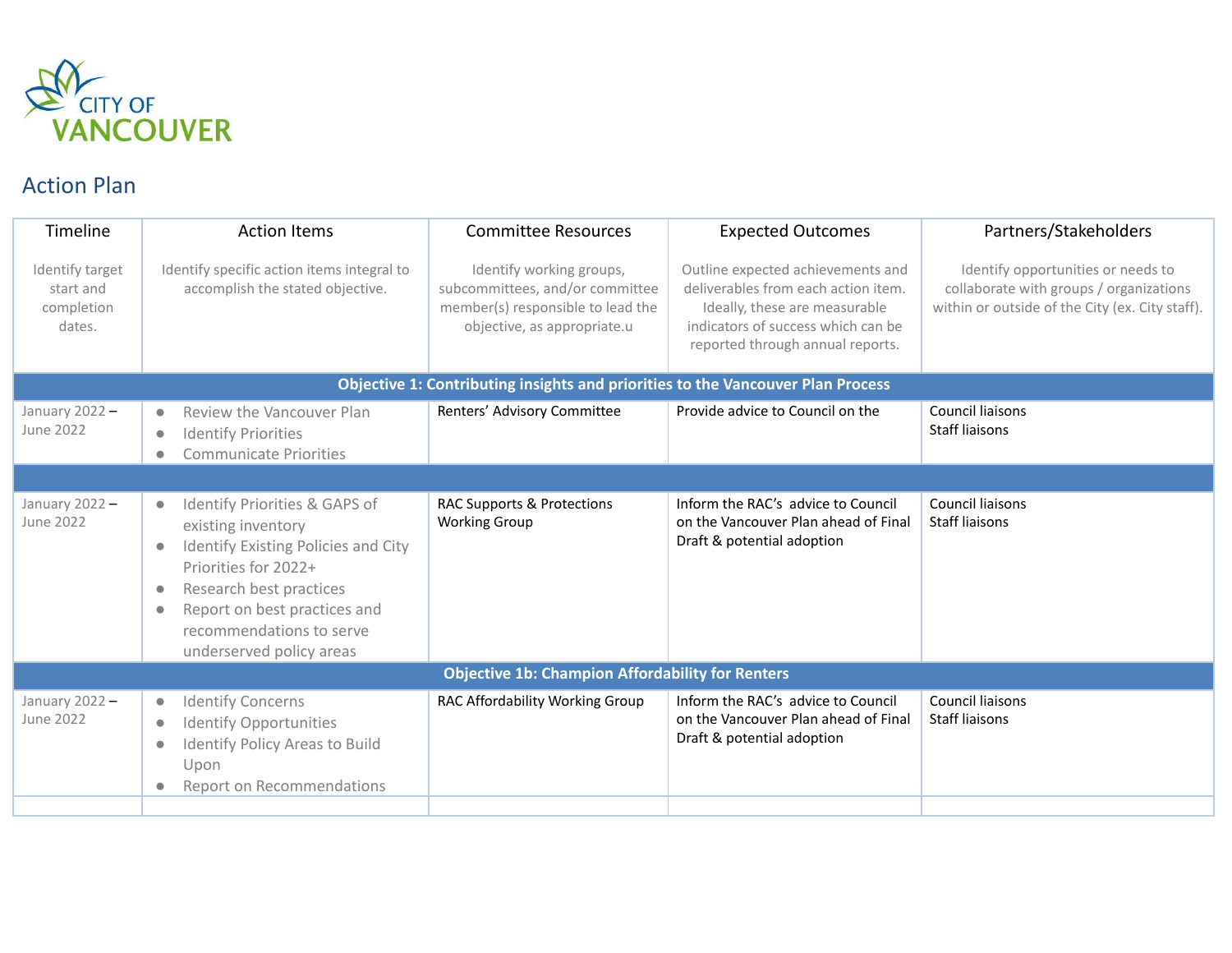CITY OF VANCOUVER

## Action Plan

| Timeline | Action Items | Committee Resources | Expected Outcomes | Partners/Stakeholders |
|---|---|---|---|---|
| Identify target start and completion dates. | Identify specific action items integral to accomplish the stated objective. | Identify working groups, subcommittees, and/or committee member(s) responsible to lead the objective, as appropriate.u | Outline expected achievements and deliverables from each action item. Ideally, these are measurable indicators of success which can be reported through annual reports. | Identify opportunities or needs to collaborate with groups / organizations within or outside of the City (ex. City staff). |
| **Objective 1: Contributing insights and priorities to the Vancouver Plan Process** | | | | |
| January 2022 – June 2022 | • Review the Vancouver Plan<br>• Identify Priorities<br>• Communicate Priorities | Renters' Advisory Committee | Provide advice to Council on the | Council liaisons<br>Staff liaisons |
| | | | | |
| January 2022 – June 2022 | • Identify Priorities & GAPS of existing inventory<br>• Identify Existing Policies and City Priorities for 2022+<br>• Research best practices<br>• Report on best practices and recommendations to serve underserved policy areas | RAC Supports & Protections Working Group | Inform the RAC's advice to Council on the Vancouver Plan ahead of Final Draft & potential adoption | Council liaisons<br>Staff liaisons |
| **Objective 1b: Champion Affordability for Renters** | | | | |
| January 2022 – June 2022 | • Identify Concerns<br>• Identify Opportunities<br>• Identify Policy Areas to Build Upon<br>• Report on Recommendations | RAC Affordability Working Group | Inform the RAC's advice to Council on the Vancouver Plan ahead of Final Draft & potential adoption | Council liaisons<br>Staff liaisons |
| | | | | |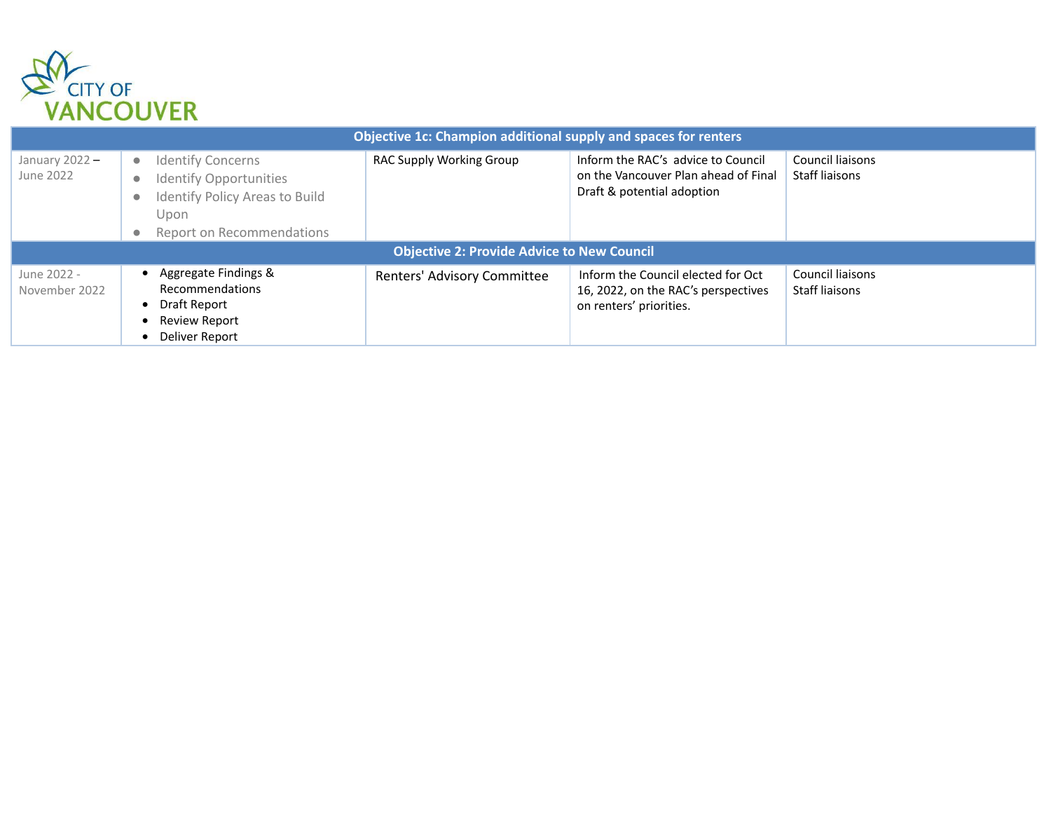| | | | | |
|---|---|---|---|---|
| **Objective 1c: Champion additional supply and spaces for renters** | | | | |
| January 2022 – June 2022 | • Identify Concerns<br>• Identify Opportunities<br>• Identify Policy Areas to Build Upon<br>• Report on Recommendations | RAC Supply Working Group | Inform the RAC's advice to Council on the Vancouver Plan ahead of Final Draft & potential adoption | Council liaisons<br>Staff liaisons |
| **Objective 2: Provide Advice to New Council** | | | | |
| June 2022 - November 2022 | • Aggregate Findings & Recommendations<br>• Draft Report<br>• Review Report<br>• Deliver Report | Renters' Advisory Committee | Inform the Council elected for Oct 16, 2022, on the RAC's perspectives on renters' priorities. | Council liaisons<br>Staff liaisons |